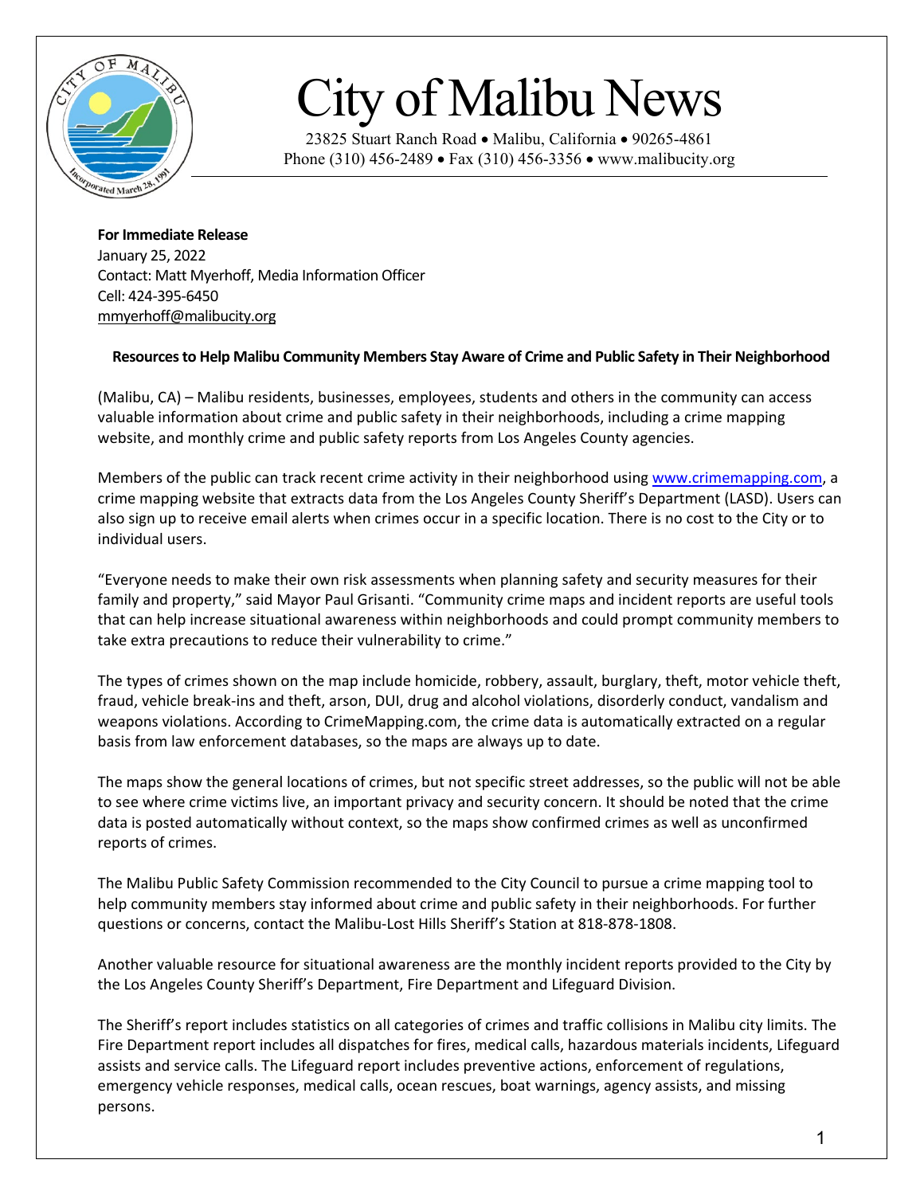# City of Malibu News

23825 Stuart Ranch Road • Malibu, California • 90265-4861
Phone (310) 456-2489 • Fax (310) 456-3356 • www.malibucity.org

**For Immediate Release**
January 25, 2022
Contact: Matt Myerhoff, Media Information Officer
Cell: 424-395-6450
mmyerhoff@malibucity.org

**Resources to Help Malibu Community Members Stay Aware of Crime and Public Safety in Their Neighborhood**

(Malibu, CA) – Malibu residents, businesses, employees, students and others in the community can access valuable information about crime and public safety in their neighborhoods, including a crime mapping website, and monthly crime and public safety reports from Los Angeles County agencies.

Members of the public can track recent crime activity in their neighborhood using www.crimemapping.com, a crime mapping website that extracts data from the Los Angeles County Sheriff's Department (LASD). Users can also sign up to receive email alerts when crimes occur in a specific location. There is no cost to the City or to individual users.

"Everyone needs to make their own risk assessments when planning safety and security measures for their family and property," said Mayor Paul Grisanti. "Community crime maps and incident reports are useful tools that can help increase situational awareness within neighborhoods and could prompt community members to take extra precautions to reduce their vulnerability to crime."

The types of crimes shown on the map include homicide, robbery, assault, burglary, theft, motor vehicle theft, fraud, vehicle break-ins and theft, arson, DUI, drug and alcohol violations, disorderly conduct, vandalism and weapons violations. According to CrimeMapping.com, the crime data is automatically extracted on a regular basis from law enforcement databases, so the maps are always up to date.

The maps show the general locations of crimes, but not specific street addresses, so the public will not be able to see where crime victims live, an important privacy and security concern. It should be noted that the crime data is posted automatically without context, so the maps show confirmed crimes as well as unconfirmed reports of crimes.

The Malibu Public Safety Commission recommended to the City Council to pursue a crime mapping tool to help community members stay informed about crime and public safety in their neighborhoods. For further questions or concerns, contact the Malibu-Lost Hills Sheriff's Station at 818-878-1808.

Another valuable resource for situational awareness are the monthly incident reports provided to the City by the Los Angeles County Sheriff's Department, Fire Department and Lifeguard Division.

The Sheriff's report includes statistics on all categories of crimes and traffic collisions in Malibu city limits. The Fire Department report includes all dispatches for fires, medical calls, hazardous materials incidents, Lifeguard assists and service calls. The Lifeguard report includes preventive actions, enforcement of regulations, emergency vehicle responses, medical calls, ocean rescues, boat warnings, agency assists, and missing persons.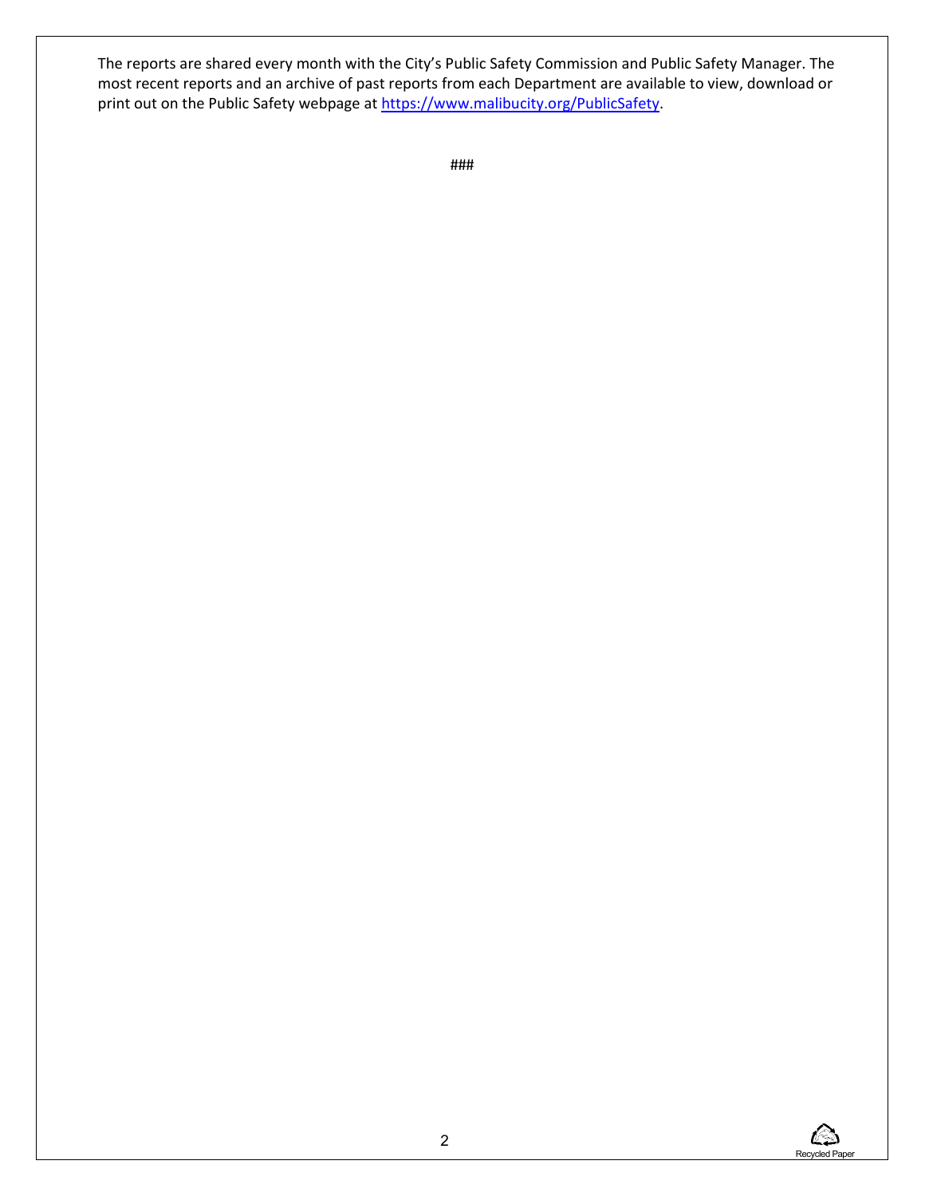The reports are shared every month with the City's Public Safety Commission and Public Safety Manager. The most recent reports and an archive of past reports from each Department are available to view, download or print out on the Public Safety webpage at [https://www.malibucity.org/PublicSafety](https://www.malibucity.org/PublicSafety).

###